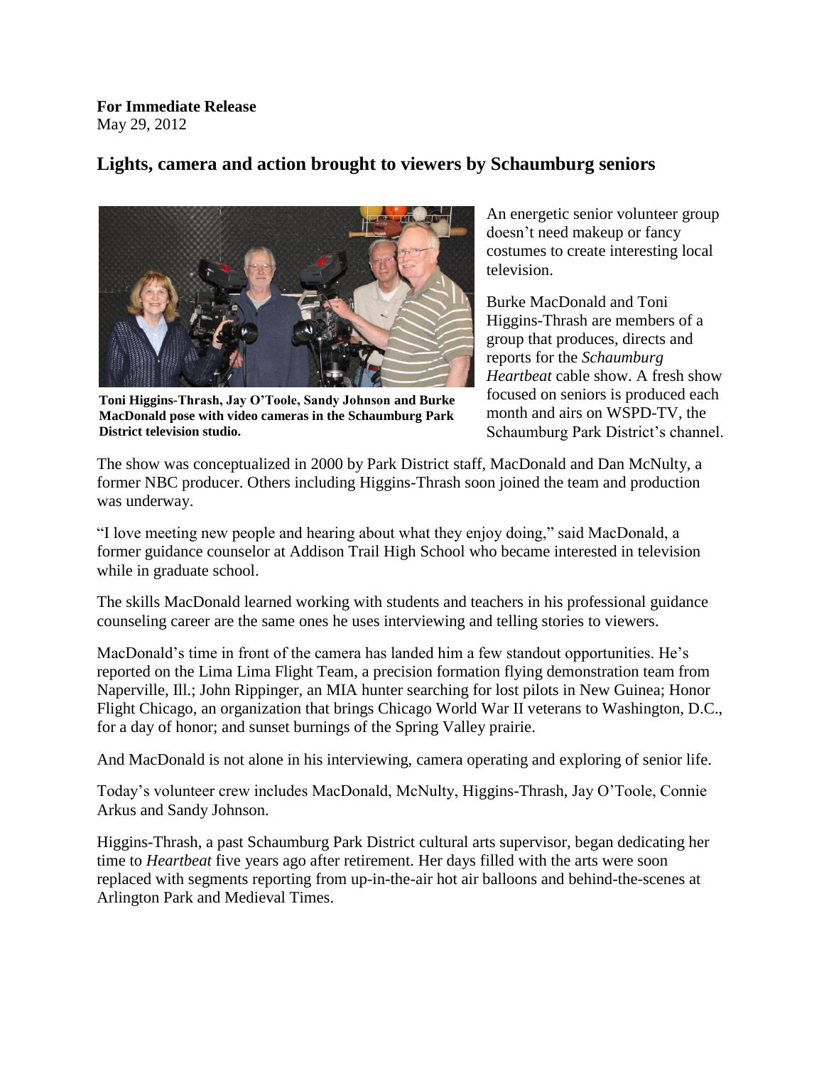**For Immediate Release**
May 29, 2012

## Lights, camera and action brought to viewers by Schaumburg seniors

**Toni Higgins-Thrash, Jay O'Toole, Sandy Johnson and Burke MacDonald pose with video cameras in the Schaumburg Park District television studio.**

An energetic senior volunteer group doesn't need makeup or fancy costumes to create interesting local television.

Burke MacDonald and Toni Higgins-Thrash are members of a group that produces, directs and reports for the *Schaumburg Heartbeat* cable show. A fresh show focused on seniors is produced each month and airs on WSPD-TV, the Schaumburg Park District's channel.

The show was conceptualized in 2000 by Park District staff, MacDonald and Dan McNulty, a former NBC producer. Others including Higgins-Thrash soon joined the team and production was underway.

"I love meeting new people and hearing about what they enjoy doing," said MacDonald, a former guidance counselor at Addison Trail High School who became interested in television while in graduate school.

The skills MacDonald learned working with students and teachers in his professional guidance counseling career are the same ones he uses interviewing and telling stories to viewers.

MacDonald's time in front of the camera has landed him a few standout opportunities. He's reported on the Lima Lima Flight Team, a precision formation flying demonstration team from Naperville, Ill.; John Rippinger, an MIA hunter searching for lost pilots in New Guinea; Honor Flight Chicago, an organization that brings Chicago World War II veterans to Washington, D.C., for a day of honor; and sunset burnings of the Spring Valley prairie.

And MacDonald is not alone in his interviewing, camera operating and exploring of senior life.

Today's volunteer crew includes MacDonald, McNulty, Higgins-Thrash, Jay O'Toole, Connie Arkus and Sandy Johnson.

Higgins-Thrash, a past Schaumburg Park District cultural arts supervisor, began dedicating her time to *Heartbeat* five years ago after retirement. Her days filled with the arts were soon replaced with segments reporting from up-in-the-air hot air balloons and behind-the-scenes at Arlington Park and Medieval Times.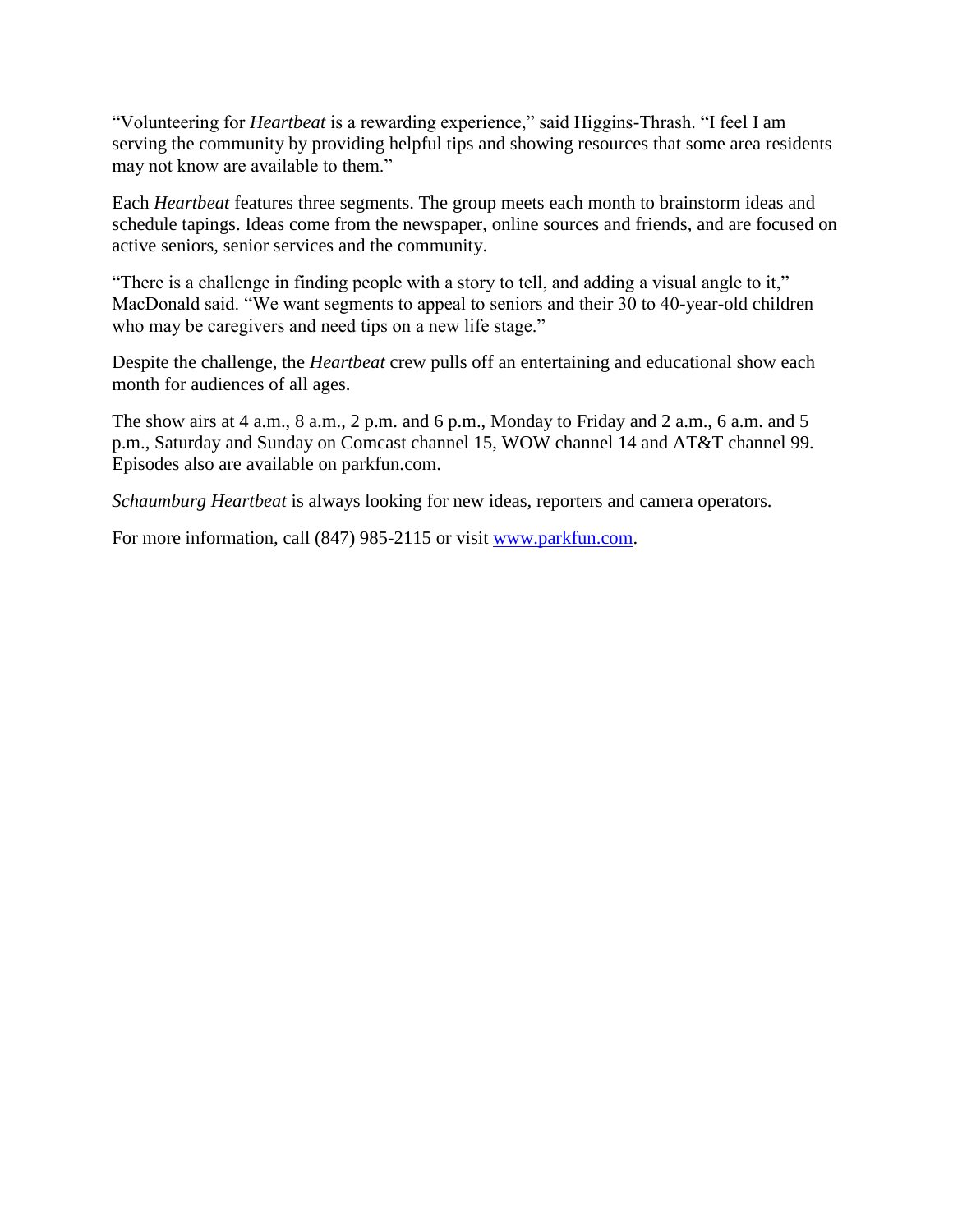"Volunteering for *Heartbeat* is a rewarding experience," said Higgins-Thrash. "I feel I am serving the community by providing helpful tips and showing resources that some area residents may not know are available to them."

Each *Heartbeat* features three segments. The group meets each month to brainstorm ideas and schedule tapings. Ideas come from the newspaper, online sources and friends, and are focused on active seniors, senior services and the community.

"There is a challenge in finding people with a story to tell, and adding a visual angle to it," MacDonald said. "We want segments to appeal to seniors and their 30 to 40-year-old children who may be caregivers and need tips on a new life stage."

Despite the challenge, the *Heartbeat* crew pulls off an entertaining and educational show each month for audiences of all ages.

The show airs at 4 a.m., 8 a.m., 2 p.m. and 6 p.m., Monday to Friday and 2 a.m., 6 a.m. and 5 p.m., Saturday and Sunday on Comcast channel 15, WOW channel 14 and AT&T channel 99. Episodes also are available on parkfun.com.

*Schaumburg Heartbeat* is always looking for new ideas, reporters and camera operators.

For more information, call (847) 985-2115 or visit [www.parkfun.com](http://www.parkfun.com).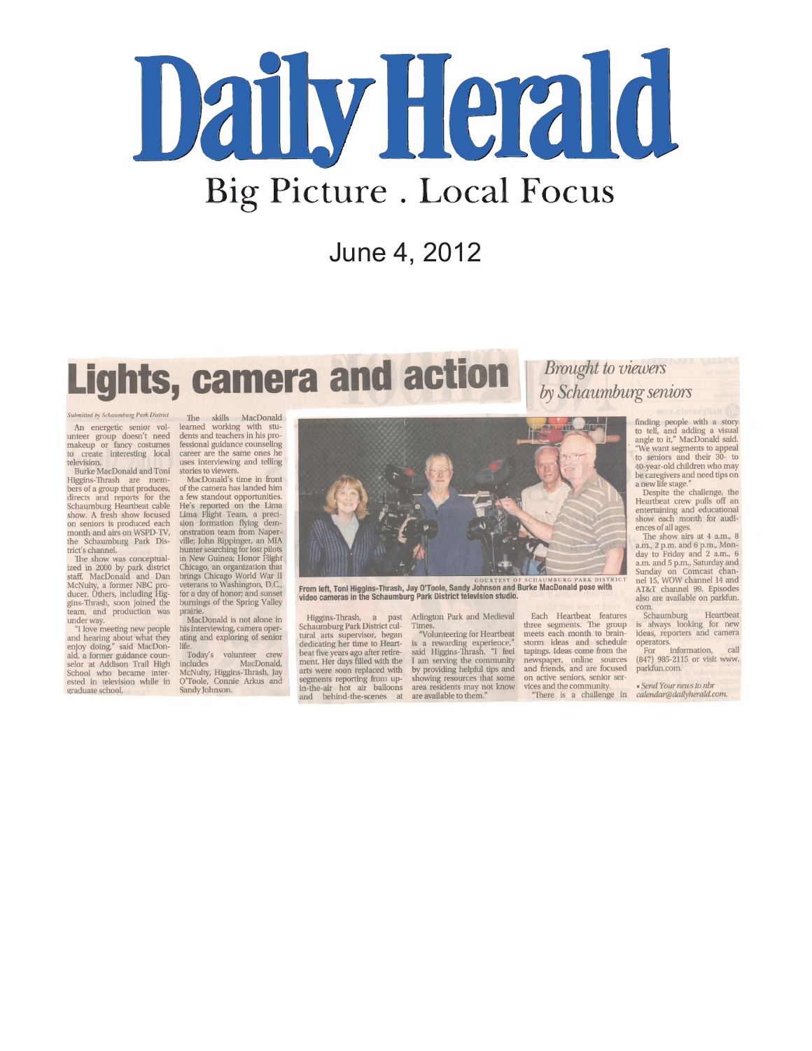# Daily Herald

Big Picture . Local Focus

June 4, 2012

## Lights, camera and action

*Brought to viewers by Schaumburg seniors*

*Submitted by Schaumburg Park District*

An energetic senior volunteer group doesn't need makeup or fancy costumes to create interesting local television.

Burke MacDonald and Toni Higgins-Thrash are members of a group that produces, directs and reports for the Schaumburg Heartbeat cable show. A fresh show focused on seniors is produced each month and airs on WSPD-TV, the Schaumburg Park District's channel.

The show was conceptualized in 2000 by park district staff, MacDonald and Dan McNulty, a former NBC producer. Others, including Higgins-Thrash, soon joined the team, and production was under way.

"I love meeting new people and hearing about what they enjoy doing," said MacDonald, a former guidance counselor at Addison Trail High School who became interested in television while in graduate school.

The skills MacDonald learned working with students and teachers in his professional guidance counseling career are the same ones he uses interviewing and telling stories to viewers.

MacDonald's time in front of the camera has landed him a few standout opportunities. He's reported on the Lima Lima Flight Team, a precision formation flying demonstration team from Naperville; John Rippinger, an MIA hunter searching for lost pilots in New Guinea; Honor Flight Chicago, an organization that brings Chicago World War II veterans to Washington, D.C., for a day of honor; and sunset burnings of the Spring Valley prairie.

MacDonald is not alone in his interviewing, camera operating and exploring of senior life.

Today's volunteer crew includes MacDonald, McNulty, Higgins-Thrash, Jay O'Toole, Connie Arkus and Sandy Johnson.

COURTESY OF SCHAUMBURG PARK DISTRICT

**From left, Toni Higgins-Thrash, Jay O'Toole, Sandy Johnson and Burke MacDonald pose with video cameras in the Schaumburg Park District television studio.**

Higgins-Thrash, a past Schaumburg Park District cultural arts supervisor, began dedicating her time to Heartbeat five years ago after retirement. Her days filled with the arts were soon replaced with segments reporting from up-in-the-air hot air balloons and behind-the-scenes at Arlington Park and Medieval Times.

"Volunteering for Heartbeat is a rewarding experience," said Higgins-Thrash. "I feel I am serving the community by providing helpful tips and showing resources that some area residents may not know are available to them."

Each Heartbeat features three segments. The group meets each month to brainstorm ideas and schedule tapings. Ideas come from the newspaper, online sources and friends, and are focused on active seniors, senior services and the community.

"There is a challenge in finding people with a story to tell, and adding a visual angle to it," MacDonald said. "We want segments to appeal to seniors and their 30- to 40-year-old children who may be caregivers and need tips on a new life stage."

Despite the challenge, the Heartbeat crew pulls off an entertaining and educational show each month for audiences of all ages.

The show airs at 4 a.m., 8 a.m., 2 p.m. and 6 p.m., Monday to Friday and 2 a.m., 6 a.m. and 5 p.m., Saturday and Sunday on Comcast channel 15, WOW channel 14 and AT&T channel 99. Episodes also are available on parkfun.com.

Schaumburg Heartbeat is always looking for new ideas, reporters and camera operators.

For information, call (847) 985-2115 or visit www.parkfun.com.

• *Send Your news to nbr calendar@dailyherald.com.*